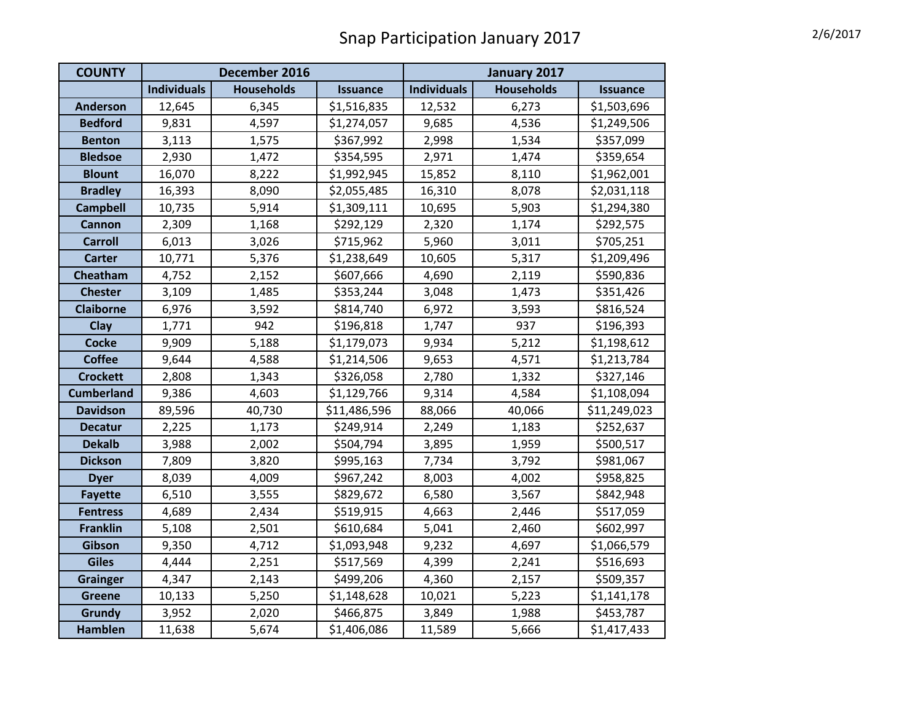# Snap Participation January 2017

2/6/2017

| COUNTY | December 2016 | | | January 2017 | | |
|---|---|---|---|---|---|---|
| | Individuals | Households | Issuance | Individuals | Households | Issuance |
| Anderson | 12,645 | 6,345 | $1,516,835 | 12,532 | 6,273 | $1,503,696 |
| Bedford | 9,831 | 4,597 | $1,274,057 | 9,685 | 4,536 | $1,249,506 |
| Benton | 3,113 | 1,575 | $367,992 | 2,998 | 1,534 | $357,099 |
| Bledsoe | 2,930 | 1,472 | $354,595 | 2,971 | 1,474 | $359,654 |
| Blount | 16,070 | 8,222 | $1,992,945 | 15,852 | 8,110 | $1,962,001 |
| Bradley | 16,393 | 8,090 | $2,055,485 | 16,310 | 8,078 | $2,031,118 |
| Campbell | 10,735 | 5,914 | $1,309,111 | 10,695 | 5,903 | $1,294,380 |
| Cannon | 2,309 | 1,168 | $292,129 | 2,320 | 1,174 | $292,575 |
| Carroll | 6,013 | 3,026 | $715,962 | 5,960 | 3,011 | $705,251 |
| Carter | 10,771 | 5,376 | $1,238,649 | 10,605 | 5,317 | $1,209,496 |
| Cheatham | 4,752 | 2,152 | $607,666 | 4,690 | 2,119 | $590,836 |
| Chester | 3,109 | 1,485 | $353,244 | 3,048 | 1,473 | $351,426 |
| Claiborne | 6,976 | 3,592 | $814,740 | 6,972 | 3,593 | $816,524 |
| Clay | 1,771 | 942 | $196,818 | 1,747 | 937 | $196,393 |
| Cocke | 9,909 | 5,188 | $1,179,073 | 9,934 | 5,212 | $1,198,612 |
| Coffee | 9,644 | 4,588 | $1,214,506 | 9,653 | 4,571 | $1,213,784 |
| Crockett | 2,808 | 1,343 | $326,058 | 2,780 | 1,332 | $327,146 |
| Cumberland | 9,386 | 4,603 | $1,129,766 | 9,314 | 4,584 | $1,108,094 |
| Davidson | 89,596 | 40,730 | $11,486,596 | 88,066 | 40,066 | $11,249,023 |
| Decatur | 2,225 | 1,173 | $249,914 | 2,249 | 1,183 | $252,637 |
| Dekalb | 3,988 | 2,002 | $504,794 | 3,895 | 1,959 | $500,517 |
| Dickson | 7,809 | 3,820 | $995,163 | 7,734 | 3,792 | $981,067 |
| Dyer | 8,039 | 4,009 | $967,242 | 8,003 | 4,002 | $958,825 |
| Fayette | 6,510 | 3,555 | $829,672 | 6,580 | 3,567 | $842,948 |
| Fentress | 4,689 | 2,434 | $519,915 | 4,663 | 2,446 | $517,059 |
| Franklin | 5,108 | 2,501 | $610,684 | 5,041 | 2,460 | $602,997 |
| Gibson | 9,350 | 4,712 | $1,093,948 | 9,232 | 4,697 | $1,066,579 |
| Giles | 4,444 | 2,251 | $517,569 | 4,399 | 2,241 | $516,693 |
| Grainger | 4,347 | 2,143 | $499,206 | 4,360 | 2,157 | $509,357 |
| Greene | 10,133 | 5,250 | $1,148,628 | 10,021 | 5,223 | $1,141,178 |
| Grundy | 3,952 | 2,020 | $466,875 | 3,849 | 1,988 | $453,787 |
| Hamblen | 11,638 | 5,674 | $1,406,086 | 11,589 | 5,666 | $1,417,433 |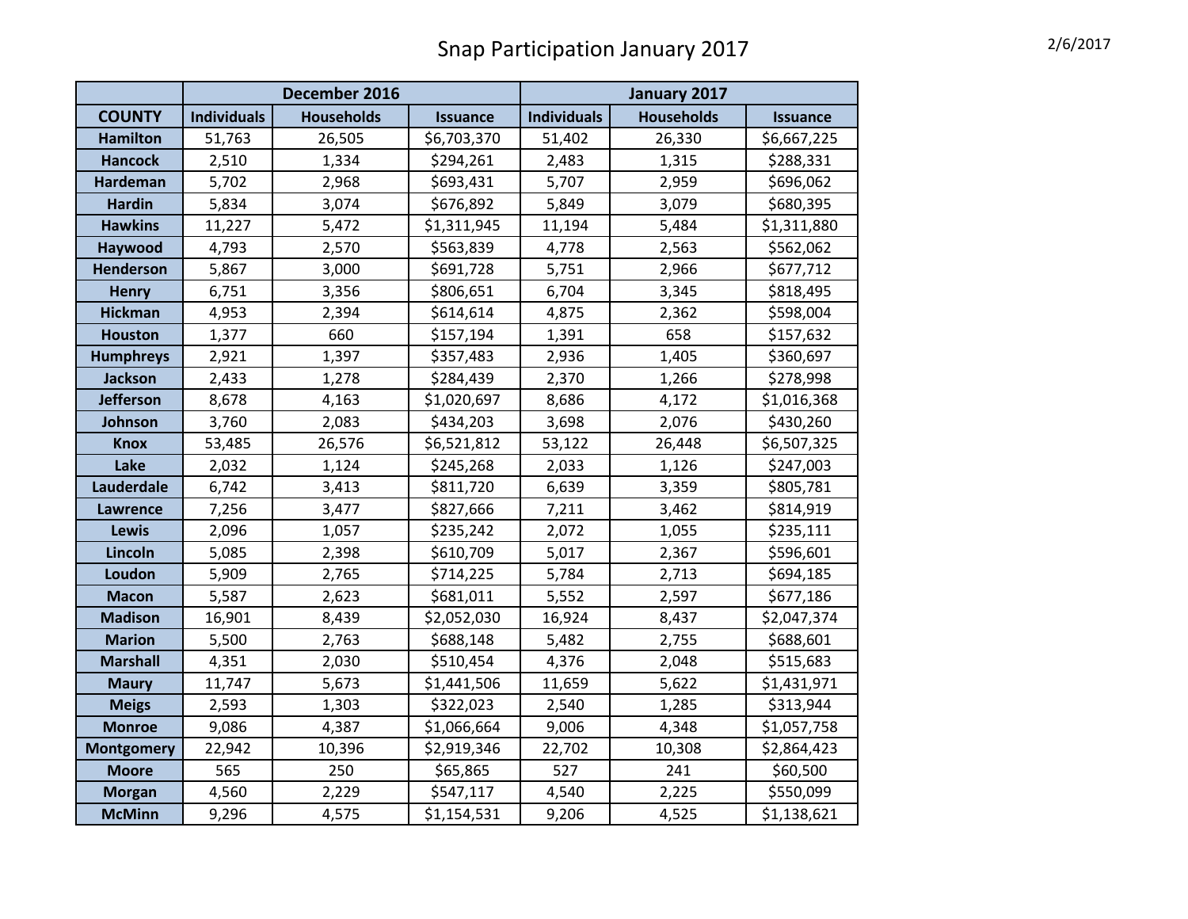# Snap Participation January 2017

2/6/2017

| COUNTY | December 2016 | | | January 2017 | | |
|---|---|---|---|---|---|---|
| | Individuals | Households | Issuance | Individuals | Households | Issuance |
| Hamilton | 51,763 | 26,505 | $6,703,370 | 51,402 | 26,330 | $6,667,225 |
| Hancock | 2,510 | 1,334 | $294,261 | 2,483 | 1,315 | $288,331 |
| Hardeman | 5,702 | 2,968 | $693,431 | 5,707 | 2,959 | $696,062 |
| Hardin | 5,834 | 3,074 | $676,892 | 5,849 | 3,079 | $680,395 |
| Hawkins | 11,227 | 5,472 | $1,311,945 | 11,194 | 5,484 | $1,311,880 |
| Haywood | 4,793 | 2,570 | $563,839 | 4,778 | 2,563 | $562,062 |
| Henderson | 5,867 | 3,000 | $691,728 | 5,751 | 2,966 | $677,712 |
| Henry | 6,751 | 3,356 | $806,651 | 6,704 | 3,345 | $818,495 |
| Hickman | 4,953 | 2,394 | $614,614 | 4,875 | 2,362 | $598,004 |
| Houston | 1,377 | 660 | $157,194 | 1,391 | 658 | $157,632 |
| Humphreys | 2,921 | 1,397 | $357,483 | 2,936 | 1,405 | $360,697 |
| Jackson | 2,433 | 1,278 | $284,439 | 2,370 | 1,266 | $278,998 |
| Jefferson | 8,678 | 4,163 | $1,020,697 | 8,686 | 4,172 | $1,016,368 |
| Johnson | 3,760 | 2,083 | $434,203 | 3,698 | 2,076 | $430,260 |
| Knox | 53,485 | 26,576 | $6,521,812 | 53,122 | 26,448 | $6,507,325 |
| Lake | 2,032 | 1,124 | $245,268 | 2,033 | 1,126 | $247,003 |
| Lauderdale | 6,742 | 3,413 | $811,720 | 6,639 | 3,359 | $805,781 |
| Lawrence | 7,256 | 3,477 | $827,666 | 7,211 | 3,462 | $814,919 |
| Lewis | 2,096 | 1,057 | $235,242 | 2,072 | 1,055 | $235,111 |
| Lincoln | 5,085 | 2,398 | $610,709 | 5,017 | 2,367 | $596,601 |
| Loudon | 5,909 | 2,765 | $714,225 | 5,784 | 2,713 | $694,185 |
| Macon | 5,587 | 2,623 | $681,011 | 5,552 | 2,597 | $677,186 |
| Madison | 16,901 | 8,439 | $2,052,030 | 16,924 | 8,437 | $2,047,374 |
| Marion | 5,500 | 2,763 | $688,148 | 5,482 | 2,755 | $688,601 |
| Marshall | 4,351 | 2,030 | $510,454 | 4,376 | 2,048 | $515,683 |
| Maury | 11,747 | 5,673 | $1,441,506 | 11,659 | 5,622 | $1,431,971 |
| Meigs | 2,593 | 1,303 | $322,023 | 2,540 | 1,285 | $313,944 |
| Monroe | 9,086 | 4,387 | $1,066,664 | 9,006 | 4,348 | $1,057,758 |
| Montgomery | 22,942 | 10,396 | $2,919,346 | 22,702 | 10,308 | $2,864,423 |
| Moore | 565 | 250 | $65,865 | 527 | 241 | $60,500 |
| Morgan | 4,560 | 2,229 | $547,117 | 4,540 | 2,225 | $550,099 |
| McMinn | 9,296 | 4,575 | $1,154,531 | 9,206 | 4,525 | $1,138,621 |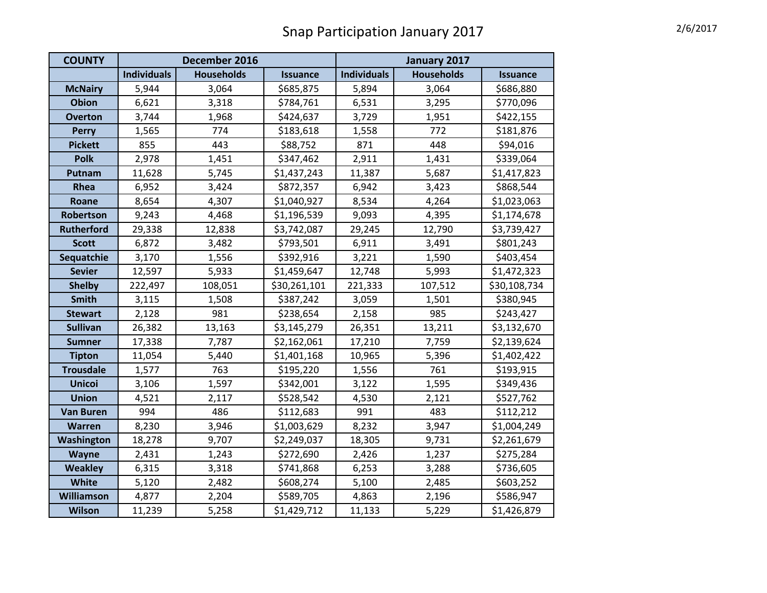# Snap Participation January 2017

2/6/2017

| COUNTY | December 2016 | | | January 2017 | | |
|---|---|---|---|---|---|---|
| | Individuals | Households | Issuance | Individuals | Households | Issuance |
| McNairy | 5,944 | 3,064 | $685,875 | 5,894 | 3,064 | $686,880 |
| Obion | 6,621 | 3,318 | $784,761 | 6,531 | 3,295 | $770,096 |
| Overton | 3,744 | 1,968 | $424,637 | 3,729 | 1,951 | $422,155 |
| Perry | 1,565 | 774 | $183,618 | 1,558 | 772 | $181,876 |
| Pickett | 855 | 443 | $88,752 | 871 | 448 | $94,016 |
| Polk | 2,978 | 1,451 | $347,462 | 2,911 | 1,431 | $339,064 |
| Putnam | 11,628 | 5,745 | $1,437,243 | 11,387 | 5,687 | $1,417,823 |
| Rhea | 6,952 | 3,424 | $872,357 | 6,942 | 3,423 | $868,544 |
| Roane | 8,654 | 4,307 | $1,040,927 | 8,534 | 4,264 | $1,023,063 |
| Robertson | 9,243 | 4,468 | $1,196,539 | 9,093 | 4,395 | $1,174,678 |
| Rutherford | 29,338 | 12,838 | $3,742,087 | 29,245 | 12,790 | $3,739,427 |
| Scott | 6,872 | 3,482 | $793,501 | 6,911 | 3,491 | $801,243 |
| Sequatchie | 3,170 | 1,556 | $392,916 | 3,221 | 1,590 | $403,454 |
| Sevier | 12,597 | 5,933 | $1,459,647 | 12,748 | 5,993 | $1,472,323 |
| Shelby | 222,497 | 108,051 | $30,261,101 | 221,333 | 107,512 | $30,108,734 |
| Smith | 3,115 | 1,508 | $387,242 | 3,059 | 1,501 | $380,945 |
| Stewart | 2,128 | 981 | $238,654 | 2,158 | 985 | $243,427 |
| Sullivan | 26,382 | 13,163 | $3,145,279 | 26,351 | 13,211 | $3,132,670 |
| Sumner | 17,338 | 7,787 | $2,162,061 | 17,210 | 7,759 | $2,139,624 |
| Tipton | 11,054 | 5,440 | $1,401,168 | 10,965 | 5,396 | $1,402,422 |
| Trousdale | 1,577 | 763 | $195,220 | 1,556 | 761 | $193,915 |
| Unicoi | 3,106 | 1,597 | $342,001 | 3,122 | 1,595 | $349,436 |
| Union | 4,521 | 2,117 | $528,542 | 4,530 | 2,121 | $527,762 |
| Van Buren | 994 | 486 | $112,683 | 991 | 483 | $112,212 |
| Warren | 8,230 | 3,946 | $1,003,629 | 8,232 | 3,947 | $1,004,249 |
| Washington | 18,278 | 9,707 | $2,249,037 | 18,305 | 9,731 | $2,261,679 |
| Wayne | 2,431 | 1,243 | $272,690 | 2,426 | 1,237 | $275,284 |
| Weakley | 6,315 | 3,318 | $741,868 | 6,253 | 3,288 | $736,605 |
| White | 5,120 | 2,482 | $608,274 | 5,100 | 2,485 | $603,252 |
| Williamson | 4,877 | 2,204 | $589,705 | 4,863 | 2,196 | $586,947 |
| Wilson | 11,239 | 5,258 | $1,429,712 | 11,133 | 5,229 | $1,426,879 |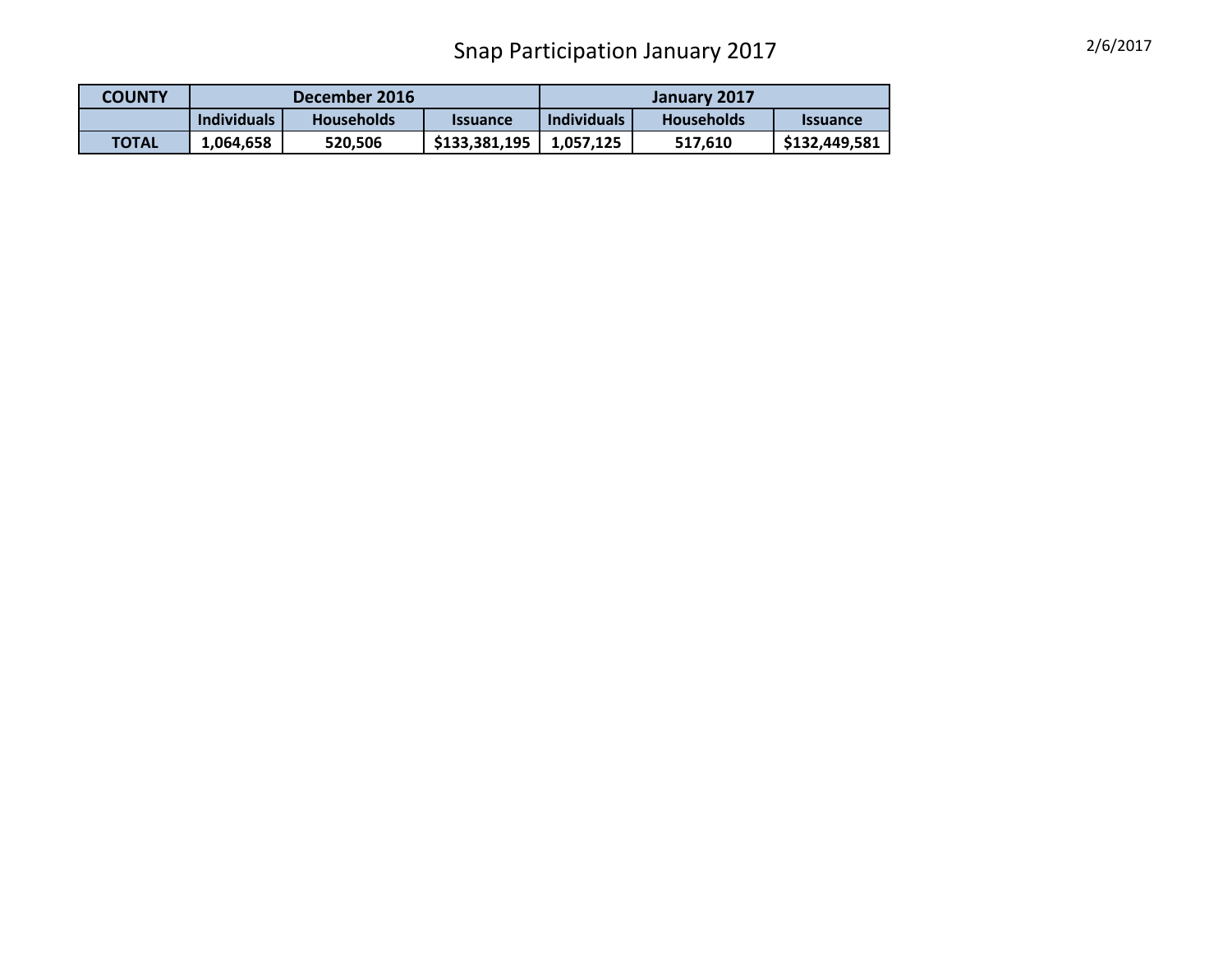# Snap Participation January 2017

2/6/2017

| COUNTY | December 2016 | | | January 2017 | | |
|---|---|---|---|---|---|---|
| | Individuals | Households | Issuance | Individuals | Households | Issuance |
| **TOTAL** | **1,064,658** | **520,506** | **$133,381,195** | **1,057,125** | **517,610** | **$132,449,581** |